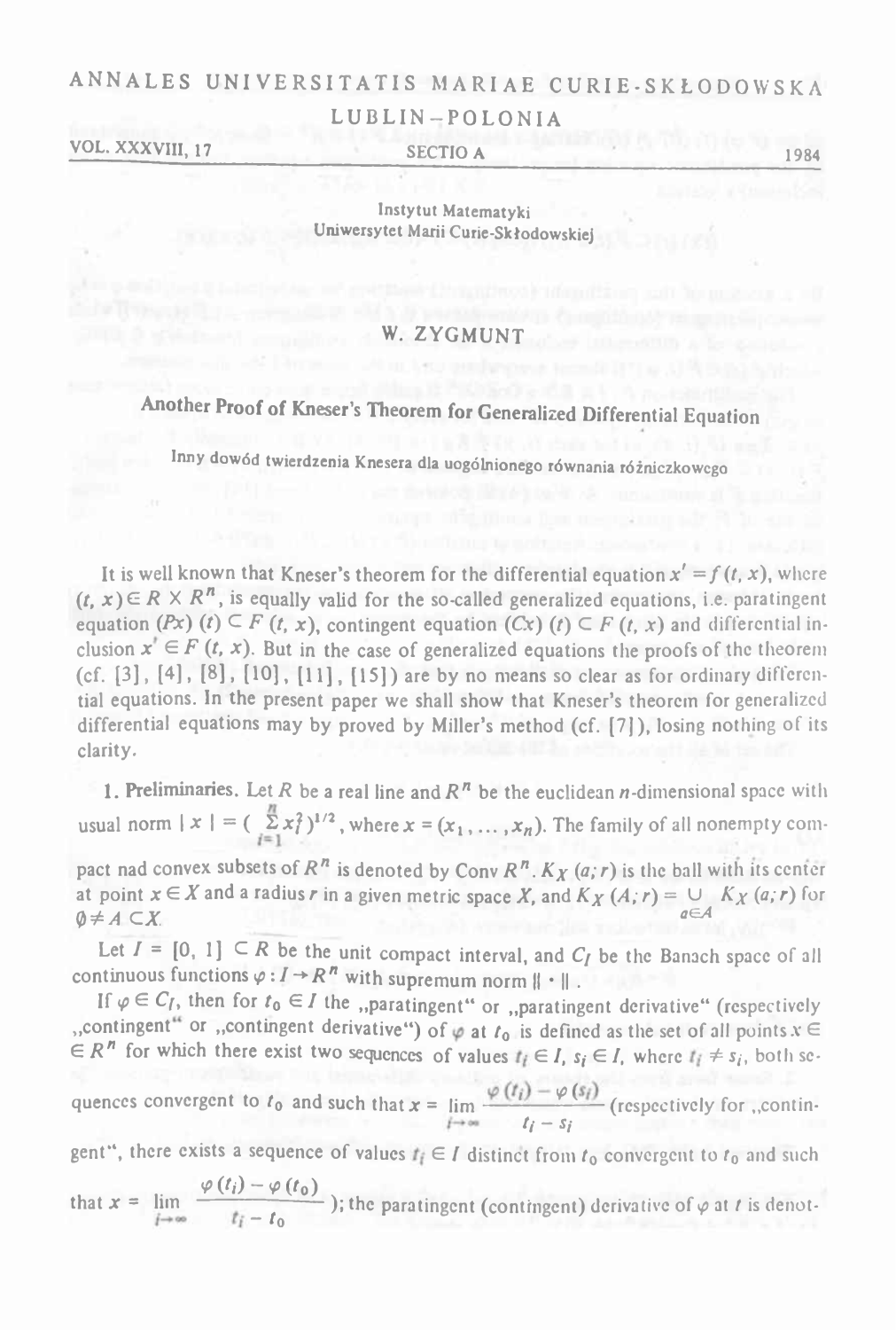ANNALES UNIVERSITATIS MARIAE CURIE-SKŁODOWSKA
LUBLIN–POLONIA
VOL. XXXVIII, 17 SECTIO A 1984

Instytut Matematyki
Uniwersytet Marii Curie-Skłodowskiej

# W. ZYGMUNT

## Another Proof of Kneser's Theorem for Generalized Differential Equation

*Inny dowód twierdzenia Knesera dla uogólnionego równania różniczkowego*

It is well known that Kneser's theorem for the differential equation $x' = f(t, x)$, where $(t, x) \in R \times R^n$, is equally valid for the so-called generalized equations, i.e. paratingent equation $(Px)(t) \subset F(t, x)$, contingent equation $(Cx)(t) \subset F(t, x)$ and differential inclusion $x' \in F(t, x)$. But in the case of generalized equations the proofs of the theorem (cf. [3], [4], [8], [10], [11], [15]) are by no means so clear as for ordinary differential equations. In the present paper we shall show that Kneser's theorem for generalized differential equations may by proved by Miller's method (cf. [7]), losing nothing of its clarity.

**1. Preliminaries.** Let $R$ be a real line and $R^n$ be the euclidean $n$-dimensional space with usual norm $|x| = (\sum_{i=1}^{n} x_i^2)^{1/2}$, where $x = (x_1, \ldots, x_n)$. The family of all nonempty compact nad convex subsets of $R^n$ is denoted by Conv $R^n$. $K_X(a; r)$ is the ball with its center at point $x \in X$ and a radius $r$ in a given metric space $X$, and $K_X(A; r) = \bigcup_{a \in A} K_X(a; r)$ for $\emptyset \neq A \subset X$.

Let $I = [0, 1] \subset R$ be the unit compact interval, and $C_I$ be the Banach space of all continuous functions $\varphi : I \to R^n$ with supremum norm $\| \cdot \|$.

If $\varphi \in C_I$, then for $t_0 \in I$ the „paratingent" or „paratingent derivative" (respectively „contingent" or „contingent derivative") of $\varphi$ at $t_0$ is defined as the set of all points $x \in R^n$ for which there exist two sequences of values $t_i \in I$, $s_i \in I$, where $t_i \neq s_i$, both sequences convergent to $t_0$ and such that $x = \lim_{i \to \infty} \dfrac{\varphi(t_i) - \varphi(s_i)}{t_i - s_i}$ (respectively for „contingent", there exists a sequence of values $t_i \in I$ distinct from $t_0$ convergent to $t_0$ and such that $x = \lim_{i \to \infty} \dfrac{\varphi(t_i) - \varphi(t_0)}{t_i - t_0}$ ); the paratingent (contingent) derivative of $\varphi$ at $t$ is denot-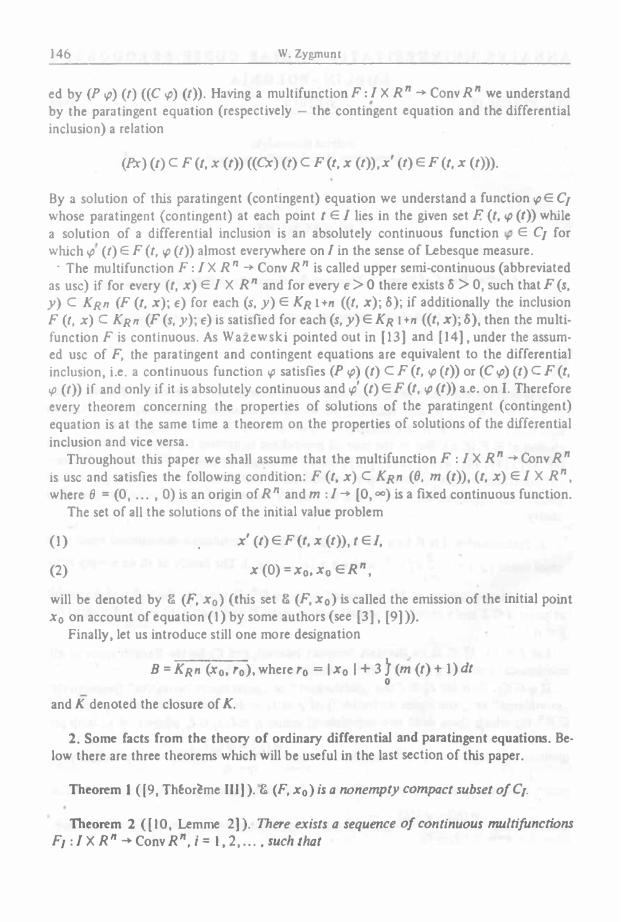ed by $(P\varphi)(t)$ ($(C\varphi)(t)$). Having a multifunction $F: I \times R^n \to \operatorname{Conv} R^n$ we understand by the paratingent equation (respectively – the contingent equation and the differential inclusion) a relation

$$(Px)(t) \subset F(t, x(t)) \; ((Cx)(t) \subset F(t, x(t)), x'(t) \in F(t, x(t))).$$

By a solution of this paratingent (contingent) equation we understand a function $\varphi \in C_I$ whose paratingent (contingent) at each point $t \in I$ lies in the given set $F(t, \varphi(t))$ while a solution of a differential inclusion is an absolutely continuous function $\varphi \in C_I$ for which $\varphi'(t) \in F(t, \varphi(t))$ almost everywhere on $I$ in the sense of Lebesque measure.

The multifunction $F: I \times R^n \to \operatorname{Conv} R^n$ is called upper semi-continuous (abbreviated as usc) if for every $(t, x) \in I \times R^n$ and for every $\epsilon > 0$ there exists $\delta > 0$, such that $F(s, y) \subset K_{R^n}(F(t, x); \epsilon)$ for each $(s, y) \in K_{R^{1+n}}((t, x); \delta)$; if additionally the inclusion $F(t, x) \subset K_{R^n}(F(s, y); \epsilon)$ is satisfied for each $(s, y) \in K_{R^{1+n}}((t, x); \delta)$, then the multifunction $F$ is continuous. As Ważewski pointed out in [13] and [14], under the assumed usc of $F$, the paratingent and contingent equations are equivalent to the differential inclusion, i.e. a continuous function $\varphi$ satisfies $(P\varphi)(t) \subset F(t, \varphi(t))$ or $(C\varphi)(t) \subset F(t, \varphi(t))$ if and only if it is absolutely continuous and $\varphi'(t) \in F(t, \varphi(t))$ a.e. on I. Therefore every theorem concerning the properties of solutions of the paratingent (contingent) equation is at the same time a theorem on the properties of solutions of the differential inclusion and vice versa.

Throughout this paper we shall assume that the multifunction $F: I \times R^n \to \operatorname{Conv} R^n$ is usc and satisfies the following condition: $F(t, x) \subset K_{R^n}(\theta, m(t))$, $(t, x) \in I \times R^n$, where $\theta = (0, \ldots, 0)$ is an origin of $R^n$ and $m: I \to [0, \infty)$ is a fixed continuous function.

The set of all the solutions of the initial value problem

$$x'(t) \in F(t, x(t)), t \in I, \tag{1}$$

$$x(0) = x_0, x_0 \in R^n, \tag{2}$$

will be denoted by $\mathcal{E}(F, x_0)$ (this set $\mathcal{E}(F, x_0)$ is called the emission of the initial point $x_0$ on account of equation (1) by some authors (see [3], [9])).

Finally, let us introduce still one more designation

$$B = \overline{K_{R^n}(x_0, r_0)}, \text{ where } r_0 = |x_0| + 3\int_0^1 (m(t) + 1)\,dt$$

and $\bar{K}$ denoted the closure of $K$.

**2. Some facts from the theory of ordinary differential and paratingent equations.** Below there are three theorems which will be useful in the last section of this paper.

**Theorem 1** ([9, Théorème III]). *$\mathcal{E}(F, x_0)$ is a nonempty compact subset of $C_I$.*

**Theorem 2** ([10, Lemme 2]). *There exists a sequence of continuous multifunctions $F_i: I \times R^n \to \operatorname{Conv} R^n$, $i = 1, 2, \ldots$, such that*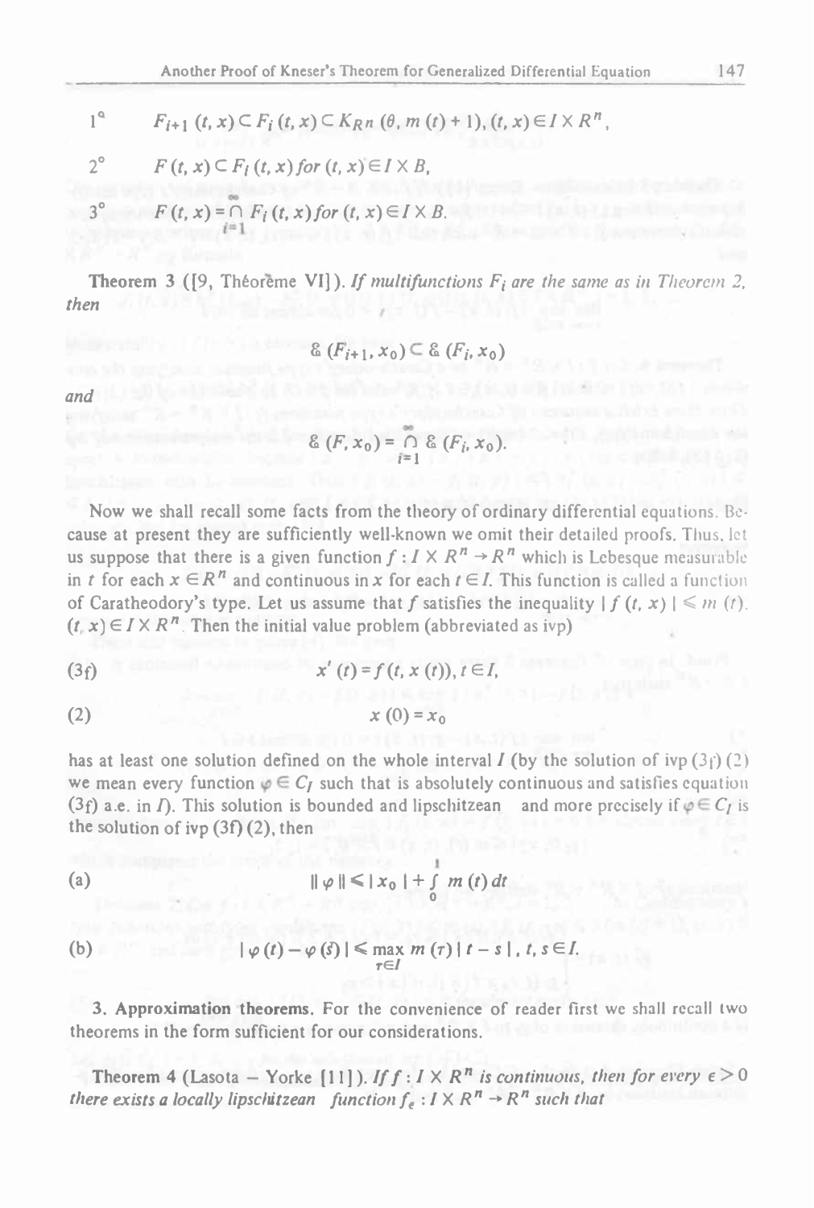1° $\quad F_{i+1}(t, x) \subset F_i(t, x) \subset K_{R^n}(\theta, m(t)+1), (t, x) \in I \times R^n$,

2° $\quad F(t, x) \subset F_i(t, x)$ *for* $(t, x) \in I \times B$,

3° $\quad F(t, x) = \bigcap_{i=1}^{\infty} F_i(t, x)$ *for* $(t, x) \in I \times B$.

**Theorem 3** ([9, Théorème VI]). *If multifunctions $F_i$ are the same as in Theorem 2, then*

$$\mathcal{E}(F_{i+1}, x_0) \subset \mathcal{E}(F_i, x_0)$$

*and*

$$\mathcal{E}(F, x_0) = \bigcap_{i=1}^{\infty} \mathcal{E}(F_i, x_0).$$

Now we shall recall some facts from the theory of ordinary differential equations. Because at present they are sufficiently well-known we omit their detailed proofs. Thus, let us suppose that there is a given function $f: I \times R^n \to R^n$ which is Lebesque measurable in $t$ for each $x \in R^n$ and continuous in $x$ for each $t \in I$. This function is called a function of Caratheodory's type. Let us assume that $f$ satisfies the inequality $|f(t, x)| \leqslant m(t)$, $(t, x) \in I \times R^n$. Then the initial value problem (abbreviated as ivp)

$$\text{(3f)} \qquad x'(t) = f(t, x(t)), t \in I,$$

$$\text{(2)} \qquad x(0) = x_0$$

has at least one solution defined on the whole interval $I$ (by the solution of ivp (3f) (2) we mean every function $\varphi \in C_I$ such that is absolutely continuous and satisfies equation (3f) a.e. in $I$). This solution is bounded and lipschitzean and more precisely if $\varphi \in C_I$ is the solution of ivp (3f) (2), then

$$\text{(a)} \qquad \|\varphi\| \leqslant |x_0| + \int_0^1 m(t)\, dt$$

$$\text{(b)} \qquad |\varphi(t) - \varphi(s)| \leqslant \max_{\tau \in I} m(\tau)\, |t - s|,\ t, s \in I.$$

**3. Approximation theorems.** For the convenience of reader first we shall recall two theorems in the form sufficient for our considerations.

**Theorem 4** (Lasota – Yorke [11]). *If $f: I \times R^n$ is continuous, then for every $\epsilon > 0$ there exists a locally lipschitzean function $f_\epsilon: I \times R^n \to R^n$ such that*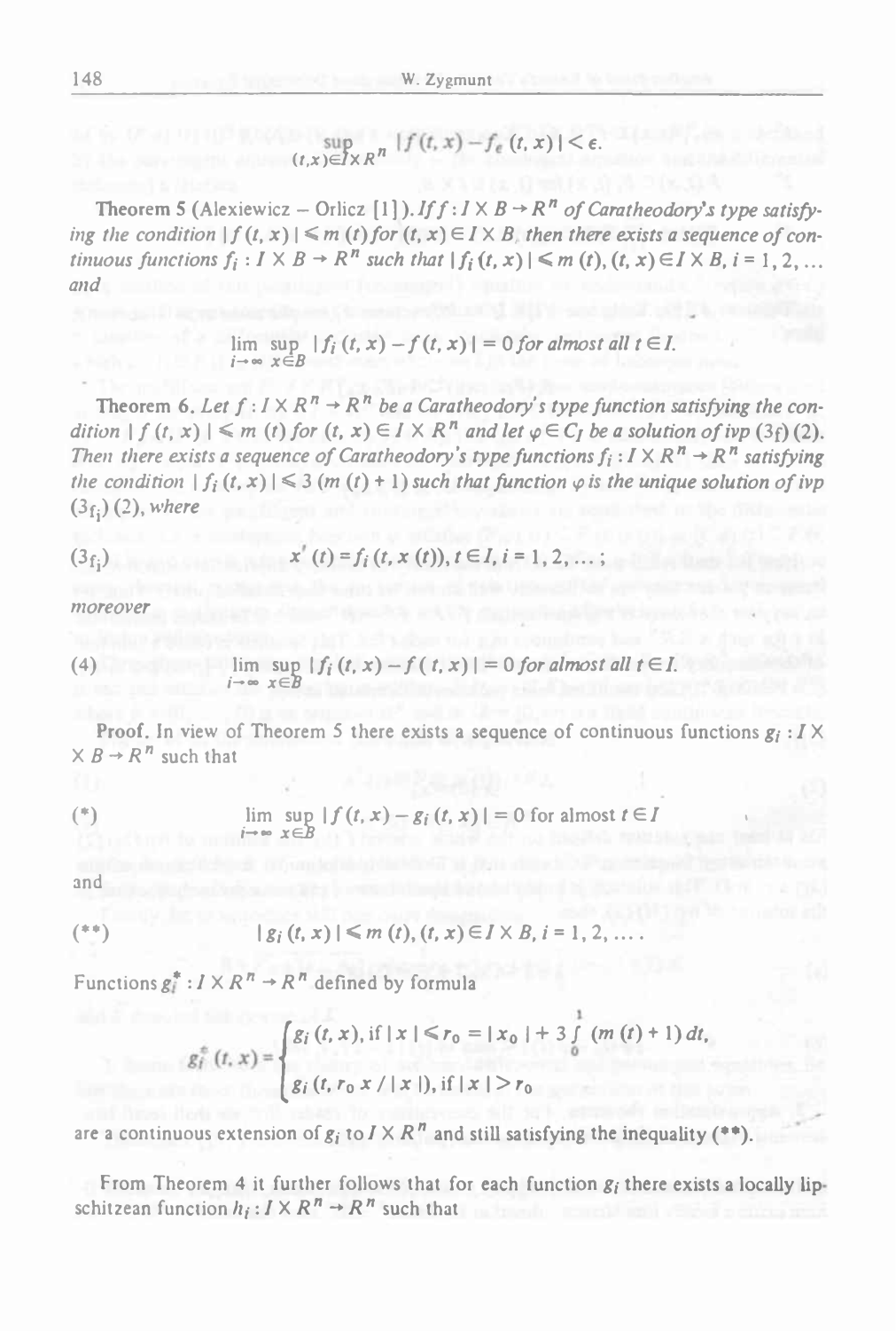$$\sup_{(t,x)\in I\times R^n} |f(t,x) - f_\epsilon(t,x)| < \epsilon.$$

**Theorem 5** (Alexiewicz – Orlicz [1]). *If $f : I \times B \to R^n$ of Caratheodory's type satisfying the condition $|f(t,x)| \leq m(t)$ for $(t,x) \in I \times B$, then there exists a sequence of continuous functions $f_i : I \times B \to R^n$ such that $|f_i(t,x)| \leq m(t)$, $(t,x) \in I \times B$, $i = 1, 2, \ldots$ and*

$$\lim_{i\to\infty} \sup_{x\in B} |f_i(t,x) - f(t,x)| = 0 \textit{ for almost all } t \in I.$$

**Theorem 6.** *Let $f : I \times R^n \to R^n$ be a Caratheodory's type function satisfying the condition $|f(t,x)| \leq m(t)$ for $(t,x) \in I \times R^n$ and let $\varphi \in C_I$ be a solution of ivp $(3_f)$ (2). Then there exists a sequence of Caratheodory's type functions $f_i : I \times R^n \to R^n$ satisfying the condition $|f_i(t,x)| \leq 3(m(t)+1)$ such that function $\varphi$ is the unique solution of ivp $(3_{f_i})$ (2), where*

$$(3_{f_i}) \qquad x'(t) = f_i(t, x(t)),\ t \in I,\ i = 1, 2, \ldots;$$

*moreover*

$$(4) \qquad \lim_{i\to\infty} \sup_{x\in B} |f_i(t,x) - f(t,x)| = 0 \textit{ for almost all } t \in I.$$

**Proof.** In view of Theorem 5 there exists a sequence of continuous functions $g_i : I \times B \to R^n$ such that

$$(*) \qquad \lim_{i\to\infty} \sup_{x\in B} |f(t,x) - g_i(t,x)| = 0 \text{ for almost } t \in I$$

and

$$(**) \qquad |g_i(t,x)| \leq m(t),\ (t,x) \in I \times B,\ i = 1, 2, \ldots.$$

Functions $g_i^* : I \times R^n \to R^n$ defined by formula

$$g_i^*(t,x) = \begin{cases} g_i(t,x), & \text{if } |x| \leq r_0 = |x_0| + 3\int_0^1 (m(t)+1)\,dt, \\ g_i(t, r_0 x/|x|), & \text{if } |x| > r_0 \end{cases}$$

are a continuous extension of $g_i$ to $I \times R^n$ and still satisfying the inequality (**).

From Theorem 4 it further follows that for each function $g_i$ there exists a locally lipschitzean function $h_i : I \times R^n \to R^n$ such that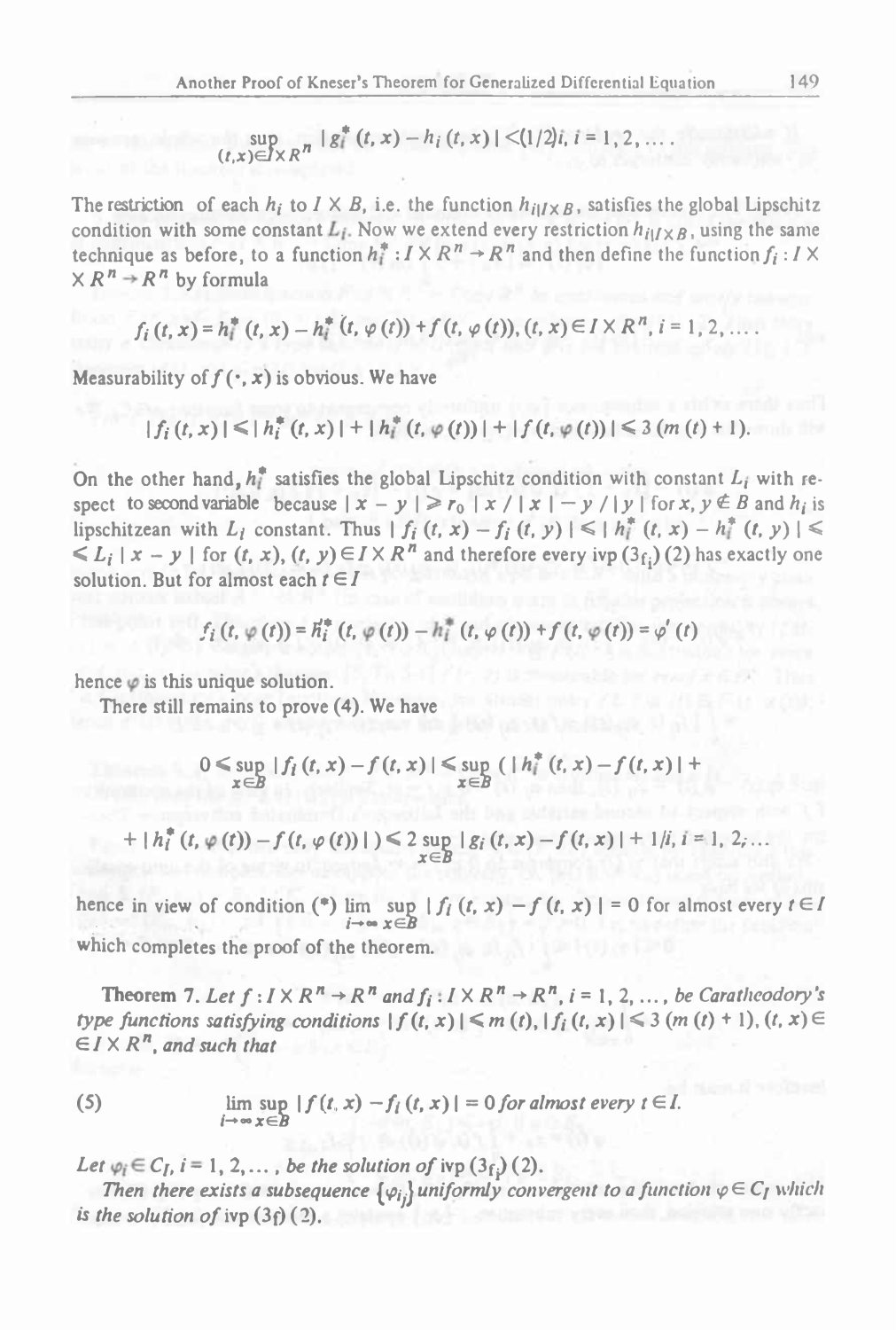$$\sup_{(t,x)\in I\times R^n} |g_i^*(t,x) - h_i(t,x)| < (1/2)i,\ i = 1, 2, \dots .$$

The restriction of each $h_i$ to $I \times B$, i.e. the function $h_{i|I\times B}$, satisfies the global Lipschitz condition with some constant $L_i$. Now we extend every restriction $h_{i|I\times B}$, using the same technique as before, to a function $h_i^* : I \times R^n \to R^n$ and then define the function $f_i : I \times R^n \to R^n$ by formula

$$f_i(t,x) = h_i^*(t,x) - h_i^*(t,\varphi(t)) + f(t,\varphi(t)), (t,x) \in I \times R^n, i = 1, 2, \dots .$$

Measurability of $f(\cdot, x)$ is obvious. We have

$$|f_i(t,x)| \leqslant |h_i^*(t,x)| + |h_i^*(t,\varphi(t))| + |f(t,\varphi(t))| \leqslant 3(m(t) + 1).$$

On the other hand, $h_i^*$ satisfies the global Lipschitz condition with constant $L_i$ with respect to second variable because $|x - y| \geqslant r_0 |x/|x| - y/|y||$ for $x, y \notin B$ and $h_i$ is lipschitzean with $L_i$ constant. Thus $|f_i(t,x) - f_i(t,y)| \leqslant |h_i^*(t,x) - h_i^*(t,y)| \leqslant L_i |x - y|$ for $(t,x), (t,y) \in I \times R^n$ and therefore every ivp $(3_{f_i})$ (2) has exactly one solution. But for almost each $t \in I$

$$f_i(t,\varphi(t)) = h_i^*(t,\varphi(t)) - h_i^*(t,\varphi(t)) + f(t,\varphi(t)) = \varphi'(t)$$

hence $\varphi$ is this unique solution.

There still remains to prove (4). We have

$$0 \leqslant \sup_{x\in B} |f_i(t,x) - f(t,x)| \leqslant \sup_{x\in B} (|h_i^*(t,x) - f(t,x)| +$$

$$+ |h_i^*(t,\varphi(t)) - f(t,\varphi(t))|) \leqslant 2 \sup_{x\in B} |g_i(t,x) - f(t,x)| + 1/i, i = 1, 2, \dots$$

hence in view of condition (\*) $\lim_{i\to\infty} \sup_{x\in B} |f_i(t,x) - f(t,x)| = 0$ for almost every $t \in I$ which completes the proof of the theorem.

**Theorem 7.** *Let $f : I \times R^n \to R^n$ and $f_i : I \times R^n \to R^n$, $i = 1, 2, \dots$, be Caratheodory's type functions satisfying conditions $|f(t,x)| \leqslant m(t)$, $|f_i(t,x)| \leqslant 3(m(t) + 1)$, $(t,x) \in I \times R^n$, and such that*

$$\text{(5)} \qquad \lim_{i\to\infty} \sup_{x\in B} |f(t,x) - f_i(t,x)| = 0 \text{ for almost every } t \in I.$$

*Let $\varphi_i \in C_I$, $i = 1, 2, \dots$, be the solution of ivp $(3_{f_i})$ (2).*

*Then there exists a subsequence $\{\varphi_{i_j}\}$ uniformly convergent to a function $\varphi \in C_I$ which is the solution of ivp $(3_f)$ (2).*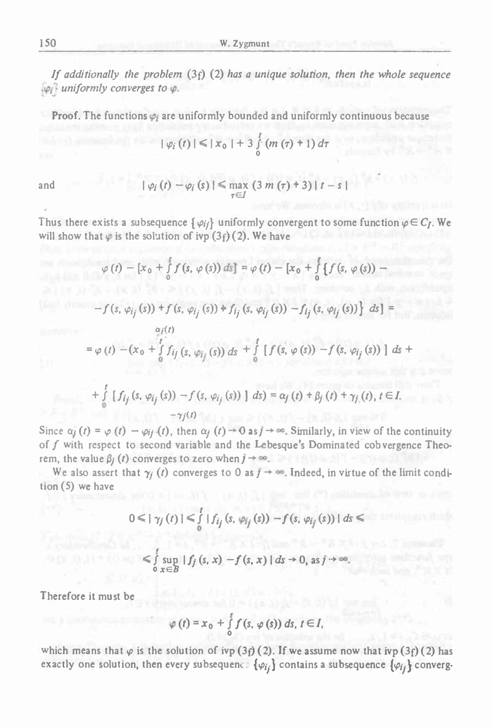*If additionally the problem (3f) (2) has a unique solution, then the whole sequence $\{\varphi_i\}$ uniformly converges to $\varphi$.*

**Proof.** The functions $\varphi_i$ are uniformly bounded and uniformly continuous because

$$|\varphi_i(t)| \leq |x_0| + 3\int_0^t (m(\tau)+1)\,d\tau$$

and

$$|\varphi_i(t) - \varphi_i(s)| \leq \max_{\tau \in J} (3m(\tau)+3)\,|t-s|$$

Thus there exists a subsequence $\{\varphi_{i_j}\}$ uniformly convergent to some function $\varphi \in C_I$. We will show that $\varphi$ is the solution of ivp (3f) (2). We have

$$\varphi(t) - [x_0 + \int_0^t f(s,\varphi(s))\,ds] = \varphi(t) - [x_0 + \int_0^t \{f(s,\varphi(s)) -$$

$$- f(s,\varphi_{i_j}(s)) + f(s,\varphi_{i_j}(s)) + f_{i_j}(s,\varphi_{i_j}(s)) - f_{i_j}(s,\varphi_{i_j}(s))\}\,ds] =$$

$$= \underbrace{\varphi(t) - (x_0 + \int_0^t f_{i_j}(s,\varphi_{i_j}(s))\,ds}_{\alpha_j(t)} + \underbrace{\int_0^t [f(s,\varphi(s)) - f(s,\varphi_{i_j}(s))]\,ds}_{\beta_j(t)} +$$

$$+ \underbrace{\int_0^t [f_{i_j}(s,\varphi_{i_j}(s)) - f(s,\varphi_{i_j}(s))]\,ds)}_{-\gamma_j(t)} = \alpha_j(t) + \beta_j(t) + \gamma_j(t),\ t \in I.$$

Since $\alpha_j(t) = \varphi(t) - \varphi_{i_j}(t)$, then $\alpha_j(t) \to 0$ as $j \to \infty$. Similarly, in view of the continuity of $f$ with respect to second variable and the Lebesque's Dominated cobvergence Theorem, the value $\beta_j(t)$ converges to zero when $j \to \infty$.

We also assert that $\gamma_j(t)$ converges to 0 as $j \to \infty$. Indeed, in virtue of the limit condition (5) we have

$$0 \leq |\gamma_j(t)| \leq \int_0^t |f_{i_j}(s,\varphi_{i_j}(s)) - f(s,\varphi_{i_j}(s))|\,ds \leq$$

$$\leq \int_0^t \sup_{x\in B} |f_j(s,x) - f(s,x)|\,ds \to 0, \text{ as } j \to \infty.$$

Therefore it must be

$$\varphi(t) = x_0 + \int_0^t f(s,\varphi(s))\,ds,\ t \in I,$$

which means that $\varphi$ is the solution of ivp (3f) (2). If we assume now that ivp (3f) (2) has exactly one solution, then every subsequence $\{\varphi_{i_j}\}$ contains a subsequence $\{\varphi_{i_l}\}$ converg-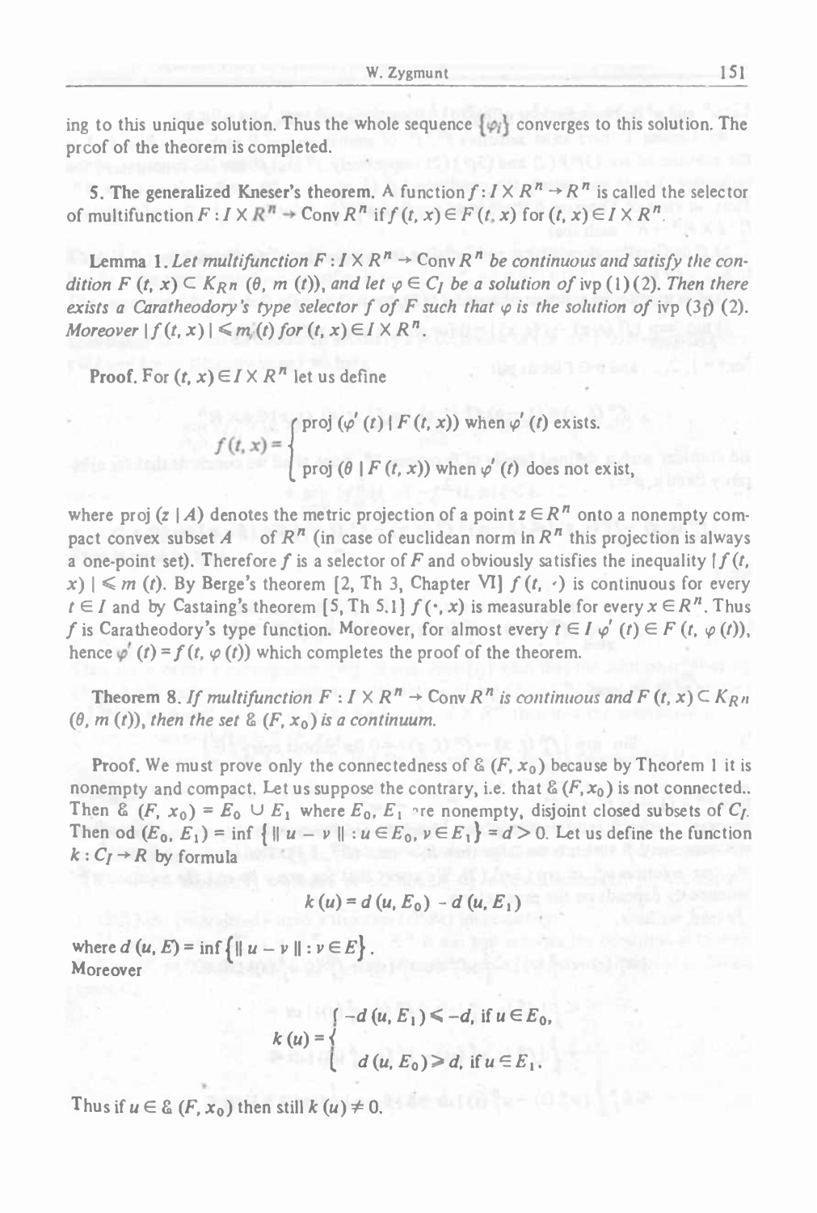ing to this unique solution. Thus the whole sequence $\{\varphi_l\}$ converges to this solution. The proof of the theorem is completed.

**5. The generalized Kneser's theorem.** A function $f : I \times R^n \to R^n$ is called the selector of multifunction $F : I \times R^n \to \text{Conv}\, R^n$ if $f(t, x) \in F(t, x)$ for $(t, x) \in I \times R^n$.

**Lemma 1.** *Let multifunction $F : I \times R^n \to \text{Conv}\, R^n$ be continuous and satisfy the condition $F(t, x) \subset K_{R^n}(\theta, m(t))$, and let $\varphi \in C_I$ be a solution of* ivp (1)(2). *Then there exists a Caratheodory's type selector $f$ of $F$ such that $\varphi$ is the solution of* ivp $(3_f)$ (2). *Moreover $|f(t, x)| \leqslant m(t)$ for $(t, x) \in I \times R^n$.*

**Proof.** For $(t, x) \in I \times R^n$ let us define

$$f(t, x) = \begin{cases} \text{proj}\,(\varphi'(t) \mid F(t, x)) \text{ when } \varphi'(t) \text{ exists}, \\ \text{proj}\,(\theta \mid F(t, x)) \text{ when } \varphi'(t) \text{ does not exist}, \end{cases}$$

where $\text{proj}\,(z \mid A)$ denotes the metric projection of a point $z \in R^n$ onto a nonempty compact convex subset $A$ of $R^n$ (in case of euclidean norm in $R^n$ this projection is always a one-point set). Therefore $f$ is a selector of $F$ and obviously satisfies the inequality $|f(t, x)| \leqslant m(t)$. By Berge's theorem [2, Th 3, Chapter VI] $f(t, \cdot)$ is continuous for every $t \in I$ and by Castaing's theorem [5, Th 5.1] $f(\cdot, x)$ is measurable for every $x \in R^n$. Thus $f$ is Caratheodory's type function. Moreover, for almost every $t \in I$ $\varphi'(t) \in F(t, \varphi(t))$, hence $\varphi'(t) = f(t, \varphi(t))$ which completes the proof of the theorem.

**Theorem 8.** *If multifunction $F : I \times R^n \to \text{Conv}\, R^n$ is continuous and $F(t, x) \subset K_{R^n}(\theta, m(t))$, then the set $\mathcal{E}(F, x_0)$ is a continuum.*

**Proof.** We must prove only the connectedness of $\mathcal{E}(F, x_0)$ because by Theorem 1 it is nonempty and compact. Let us suppose the contrary, i.e. that $\mathcal{E}(F, x_0)$ is not connected. Then $\mathcal{E}(F, x_0) = E_0 \cup E_1$ where $E_0, E_1$ are nonempty, disjoint closed subsets of $C_I$. Then od $(E_0, E_1) = \inf\{\|u - v\| : u \in E_0, v \in E_1\} = d > 0$. Let us define the function $k : C_I \to R$ by formula

$$k(u) = d(u, E_0) - d(u, E_1)$$

where $d(u, E) = \inf\{\|u - v\| : v \in E\}$.
Moreover

$$k(u) = \begin{cases} -d(u, E_1) \leqslant -d, \text{ if } u \in E_0, \\ d(u, E_0) \geqslant d, \text{ if } u \in E_1. \end{cases}$$

Thus if $u \in \mathcal{E}(F, x_0)$ then still $k(u) \neq 0$.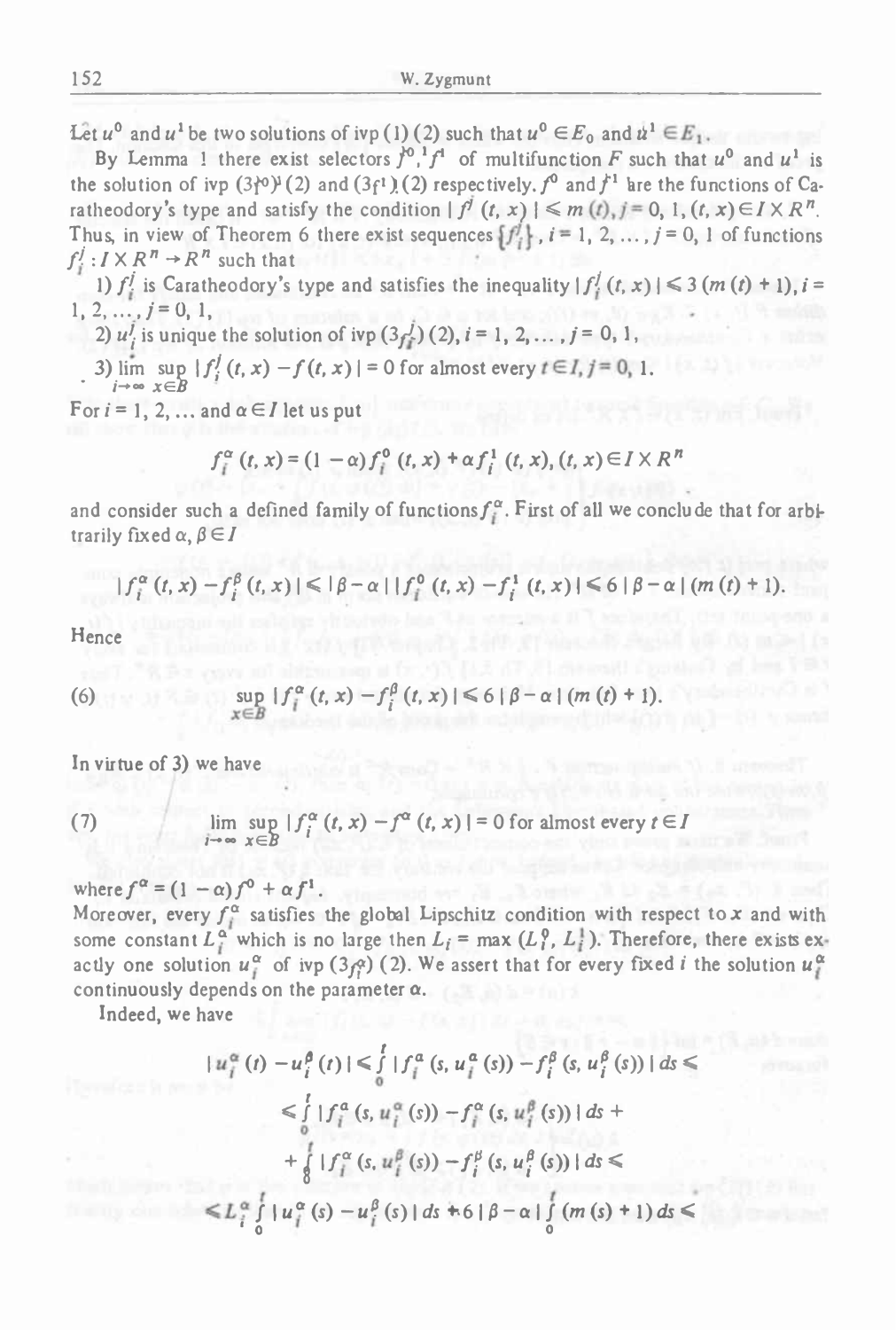Let $u^0$ and $u^1$ be two solutions of ivp (1) (2) such that $u^0 \in E_0$ and $u^1 \in E_1$.

By Lemma 1 there exist selectors $f^0, f^1$ of multifunction $F$ such that $u^0$ and $u^1$ is the solution of ivp $(3_{f^0})$ (2) and $(3_{f^1})$ (2) respectively. $f^0$ and $f^1$ are the functions of Caratheodory's type and satisfy the condition $|f^j(t,x)| \leqslant m(t), j = 0, 1, (t,x) \in I \times R^n$. Thus, in view of Theorem 6 there exist sequences $\{f_i^j\}$, $i = 1, 2, \ldots, j = 0, 1$ of functions $f_i^j : I \times R^n \to R^n$ such that

1) $f_i^j$ is Caratheodory's type and satisfies the inequality $|f_i^j(t,x)| \leqslant 3(m(t)+1), i = 1, 2, \ldots, j = 0, 1,$

2) $u_i^j$ is unique the solution of ivp $(3_{f_i^j})$ (2), $i = 1, 2, \ldots, j = 0, 1,$

3) $\lim\limits_{i \to \infty} \sup\limits_{x \in B} |f_i^j(t,x) - f(t,x)| = 0$ for almost every $t \in I, j = 0, 1$.

For $i = 1, 2, \ldots$ and $\alpha \in I$ let us put

$$f_i^\alpha(t,x) = (1-\alpha) f_i^0(t,x) + \alpha f_i^1(t,x), (t,x) \in I \times R^n$$

and consider such a defined family of functions $f_i^\alpha$. First of all we conclude that for arbitrarily fixed $\alpha, \beta \in I$

$$|f_i^\alpha(t,x) - f_i^\beta(t,x)| \leqslant |\beta - \alpha| \, |f_i^0(t,x) - f_i^1(t,x)| \leqslant 6 |\beta - \alpha| (m(t)+1).$$

Hence

$$\sup_{x \in B} |f_i^\alpha(t,x) - f_i^\beta(t,x)| \leqslant 6 |\beta - \alpha| (m(t)+1). \tag{6}$$

In virtue of 3) we have

$$\lim_{i \to \infty} \sup_{x \in B} |f_i^\alpha(t,x) - f^\alpha(t,x)| = 0 \text{ for almost every } t \in I \tag{7}$$

where $f^\alpha = (1-\alpha) f^0 + \alpha f^1$.

Moreover, every $f_i^\alpha$ satisfies the global Lipschitz condition with respect to $x$ and with some constant $L_i^\alpha$ which is no large then $L_i = \max(L_i^0, L_i^1)$. Therefore, there exists exactly one solution $u_i^\alpha$ of ivp $(3_{f_i^\alpha})$ (2). We assert that for every fixed $i$ the solution $u_i^\alpha$ continuously depends on the parameter $\alpha$.

Indeed, we have

$$|u_i^\alpha(t) - u_i^\beta(t)| \leqslant \int_0^t |f_i^\alpha(s, u_i^\alpha(s)) - f_i^\beta(s, u_i^\beta(s))| \, ds \leqslant$$

$$\leqslant \int_0^t |f_i^\alpha(s, u_i^\alpha(s)) - f_i^\alpha(s, u_i^\beta(s))| \, ds +$$

$$+ \int_0^t |f_i^\alpha(s, u_i^\beta(s)) - f_i^\beta(s, u_i^\beta(s))| \, ds \leqslant$$

$$\leqslant L_i^\alpha \int_0^t |u_i^\alpha(s) - u_i^\beta(s)| \, ds + 6 |\beta - \alpha| \int_0^t (m(s)+1) \, ds \leqslant$$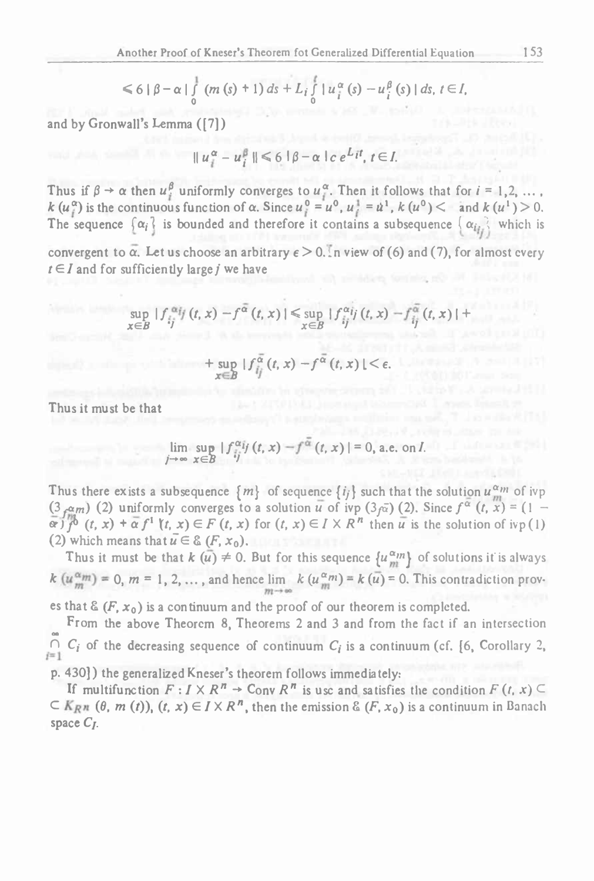$$\leqslant 6\,|\beta-\alpha|\int_0^1 (m(s)+1)\,ds + L_i\int_0^t |u_i^\alpha(s)-u_i^\beta(s)|\,ds,\; t\in I,$$

and by Gronwall's Lemma ([7])

$$\|u_i^\alpha - u_i^\beta\| \leqslant 6\,|\beta-\alpha|\,c\,e^{L_i t},\; t\in I.$$

Thus if $\beta\to\alpha$ then $u_i^\beta$ uniformly converges to $u_i^\alpha$. Then it follows that for $i=1,2,\ldots$, $k(u_i^\alpha)$ is the continuous function of $\alpha$. Since $u_i^0 = u^0$, $u_i^1 = u^1$, $k(u^0) <$ and $k(u^1) > 0$. The sequence $\{\alpha_i\}$ is bounded and therefore it contains a subsequence $\{\alpha_{i_j}\}$ which is convergent to $\bar\alpha$. Let us choose an arbitrary $\epsilon>0$. In view of (6) and (7), for almost every $t\in I$ and for sufficiently large $j$ we have

$$\sup_{x\in B} |f_{i_j}^{\alpha_{i_j}}(t,x) - f^{\bar\alpha}(t,x)| \leqslant \sup_{x\in B} |f_{i_j}^{\alpha_{i_j}}(t,x) - f_{i_j}^{\bar\alpha}(t,x)| +$$

$$+ \sup_{x\in B} |f_{i_j}^{\bar\alpha}(t,x) - f^{\bar\alpha}(t,x)| < \epsilon.$$

Thus it must be that

$$\lim_{j\to\infty}\sup_{x\in B} |f_{i_j}^{\alpha_{i_j}}(t,x) - f^{\bar\alpha}(t,x)| = 0, \text{ a.e. on } I.$$

Thus there exists a subsequence $\{m\}$ of sequence $\{i_j\}$ such that the solution $u_m^{\alpha_m}$ of ivp $(3_{f_m^{\alpha_m}})$ (2) uniformly converges to a solution $\bar u$ of ivp $(3_{f^{\bar\alpha}})$ (2). Since $f^{\bar\alpha}(t,x) = (1-\bar\alpha)f^0(t,x) + \bar\alpha f^1(t,x) \in F(t,x)$ for $(t,x)\in I\times R^n$ then $\bar u$ is the solution of ivp (1) (2) which means that $\bar u \in \mathcal{E}(F,x_0)$.

Thus it must be that $k(\bar u)\neq 0$. But for this sequence $\{u_m^{\alpha_m}\}$ of solutions it is always $k(u_m^{\alpha_m}) = 0$, $m=1,2,\ldots$, and hence $\lim_{m\to\infty} k(u_m^{\alpha_m}) = k(\bar u) = 0$. This contradiction proves that $\mathcal{E}(F,x_0)$ is a continuum and the proof of our theorem is completed.

From the above Theorem 8, Theorems 2 and 3 and from the fact if an intersection $\bigcap_{i=1}^{\infty} C_i$ of the decreasing sequence of continuum $C_i$ is a continuum (cf. [6, Corollary 2, p. 430]) the generalized Kneser's theorem follows immediately:

If multifunction $F: I\times R^n \to \mathrm{Conv}\,R^n$ is usc and satisfies the condition $F(t,x)\subset K_{R^n}(\theta, m(t))$, $(t,x)\in I\times R^n$, then the emission $\mathcal{E}(F,x_0)$ is a continuum in Banach space $C_I$.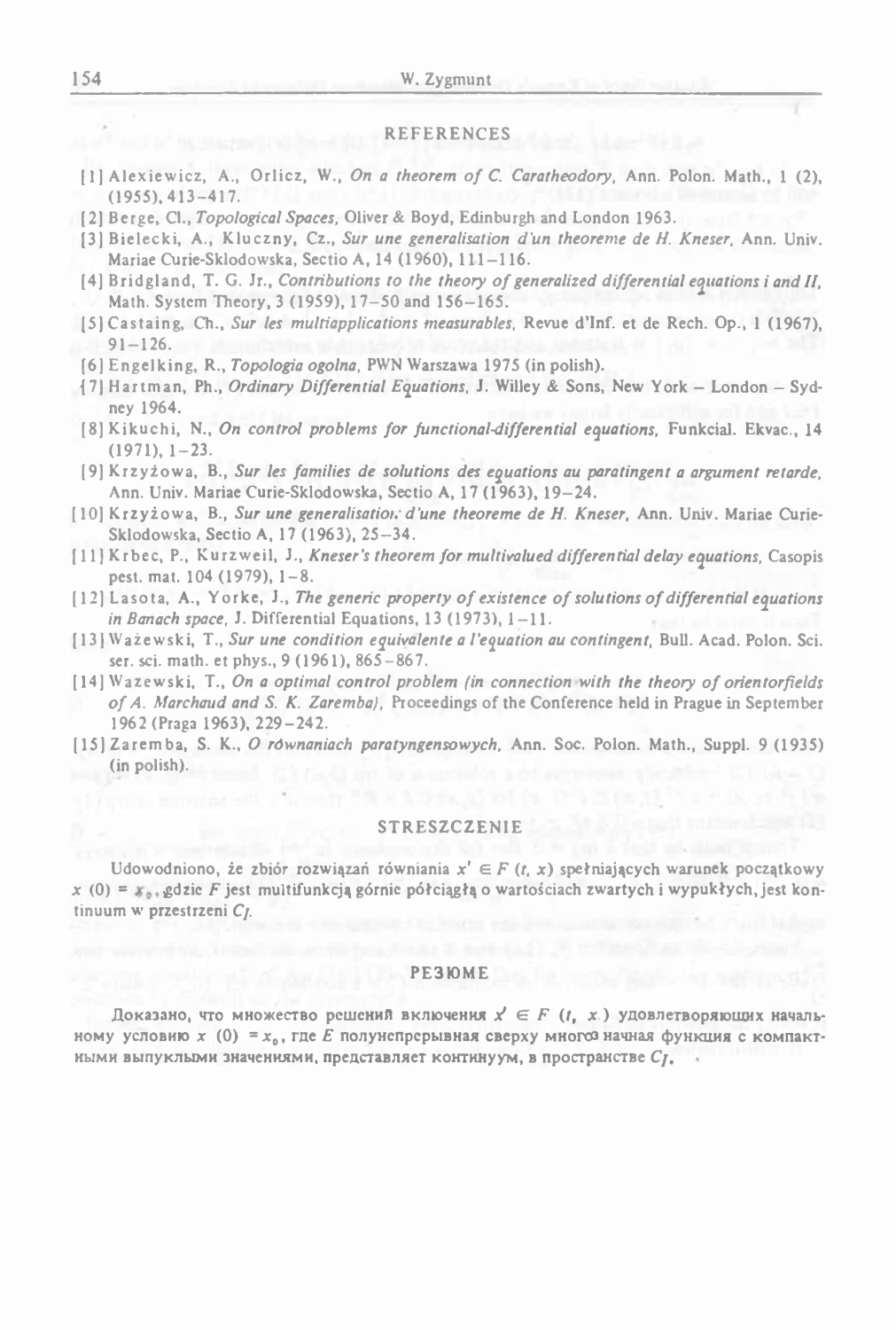## REFERENCES

[1] Alexiewicz, A., Orlicz, W., *On a theorem of C. Caratheodory*, Ann. Polon. Math., 1 (2), (1955), 413–417.

[2] Berge, Cl., *Topological Spaces*, Oliver & Boyd, Edinburgh and London 1963.

[3] Bielecki, A., Kluczny, Cz., *Sur une generalisation d'un theoreme de H. Kneser*, Ann. Univ. Mariae Curie-Sklodowska, Sectio A, 14 (1960), 111–116.

[4] Bridgland, T. G. Jr., *Contributions to the theory of generalized differential equations i and II*, Math. System Theory, 3 (1959), 17–50 and 156–165.

[5] Castaing, Ch., *Sur les multiapplications measurables*, Revue d'Inf. et de Rech. Op., 1 (1967), 91–126.

[6] Engelking, R., *Topologia ogolna*, PWN Warszawa 1975 (in polish).

[7] Hartman, Ph., *Ordinary Differential Equations*, J. Willey & Sons, New York – London – Sydney 1964.

[8] Kikuchi, N., *On control problems for functional-differential equations*, Funkcial. Ekvac., 14 (1971), 1–23.

[9] Krzyżowa, B., *Sur les families de solutions des equations au paratingent a argument retarde*, Ann. Univ. Mariae Curie-Sklodowska, Sectio A, 17 (1963), 19–24.

[10] Krzyżowa, B., *Sur une generalisation d'une theoreme de H. Kneser*, Ann. Univ. Mariae Curie-Sklodowska, Sectio A, 17 (1963), 25–34.

[11] Krbec, P., Kurzweil, J., *Kneser's theorem for multivalued differential delay equations*, Casopis pest. mat. 104 (1979), 1–8.

[12] Lasota, A., Yorke, J., *The generic property of existence of solutions of differential equations in Banach space*, J. Differential Equations, 13 (1973), 1–11.

[13] Ważewski, T., *Sur une condition equivalente a l'equation au contingent*, Bull. Acad. Polon. Sci. ser. sci. math. et phys., 9 (1961), 865–867.

[14] Wazewski, T., *On a optimal control problem (in connection with the theory of orientorfields of A. Marchaud and S. K. Zaremba)*, Proceedings of the Conference held in Prague in September 1962 (Praga 1963), 229–242.

[15] Zaremba, S. K., *O równaniach paratyngensowych*, Ann. Soc. Polon. Math., Suppl. 9 (1935) (in polish).

## STRESZCZENIE

Udowodniono, że zbiór rozwiązań równiania $x' \in F(t, x)$ spełniających warunek początkowy $x(0) = x_0$, gdzie $F$ jest multifunkcją górnie półciągłą o wartościach zwartych i wypukłych, jest kontinuum w przestrzeni $C_I$.

## РЕЗЮМЕ

Доказано, что множество решений включения $x' \in F(t, x)$ удовлетворяющих начальному условию $x(0) = x_0$, где $E$ полунепрерывная сверху многозначная функция с компактными выпуклыми значениями, представляет континуум, в пространстве $C_I$.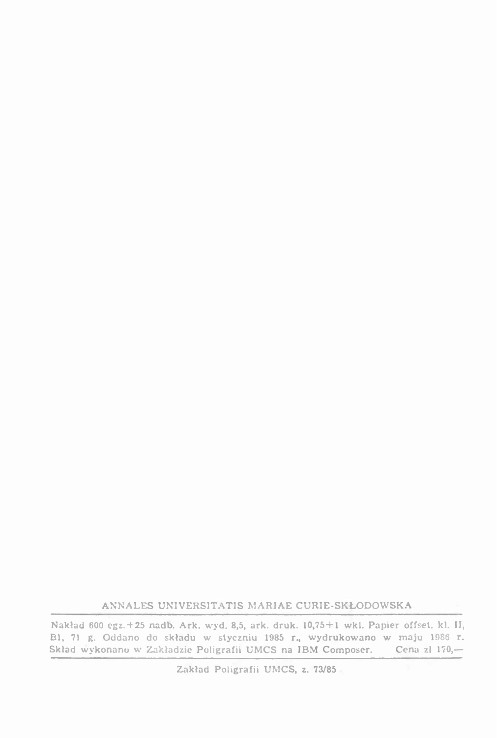ANNALES UNIVERSITATIS MARIAE CURIE-SKŁODOWSKA

Nakład 600 egz.+25 nadb. Ark. wyd. 8,5, ark. druk. 10,75+1 wkl. Papier offset. kl. II, B1, 71 g. Oddano do składu w styczniu 1985 r., wydrukowano w maju 1986 r. Skład wykonano w Zakładzie Poligrafii UMCS na IBM Composer. Cena zł 170,—

Zakład Poligrafii UMCS, z. 73/85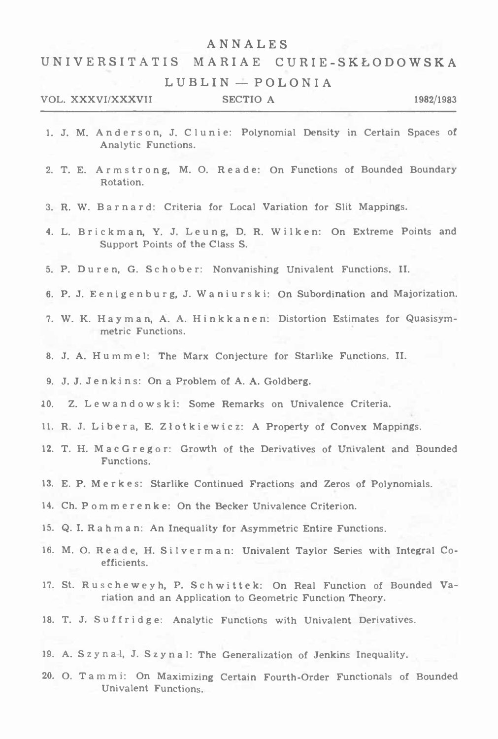# ANNALES

## UNIVERSITATIS MARIAE CURIE-SKŁODOWSKA

### LUBLIN — POLONIA

VOL. XXXVI/XXXVII SECTIO A 1982/1983

1. J. M. Anderson, J. Clunie: Polynomial Density in Certain Spaces of Analytic Functions.
2. T. E. Armstrong, M. O. Reade: On Functions of Bounded Boundary Rotation.
3. R. W. Barnard: Criteria for Local Variation for Slit Mappings.
4. L. Brickman, Y. J. Leung, D. R. Wilken: On Extreme Points and Support Points of the Class S.
5. P. Duren, G. Schober: Nonvanishing Univalent Functions. II.
6. P. J. Eenigenburg, J. Waniurski: On Subordination and Majorization.
7. W. K. Hayman, A. A. Hinkkanen: Distortion Estimates for Quasisymmetric Functions.
8. J. A. Hummel: The Marx Conjecture for Starlike Functions. II.
9. J. J. Jenkins: On a Problem of A. A. Goldberg.
10. Z. Lewandowski: Some Remarks on Univalence Criteria.
11. R. J. Libera, E. Złotkiewicz: A Property of Convex Mappings.
12. T. H. MacGregor: Growth of the Derivatives of Univalent and Bounded Functions.
13. E. P. Merkes: Starlike Continued Fractions and Zeros of Polynomials.
14. Ch. Pommerenke: On the Becker Univalence Criterion.
15. Q. I. Rahman: An Inequality for Asymmetric Entire Functions.
16. M. O. Reade, H. Silverman: Univalent Taylor Series with Integral Coefficients.
17. St. Ruscheweyh, P. Schwittek: On Real Function of Bounded Variation and an Application to Geometric Function Theory.
18. T. J. Suffridge: Analytic Functions with Univalent Derivatives.
19. A. Szynal, J. Szynal: The Generalization of Jenkins Inequality.
20. O. Tammi: On Maximizing Certain Fourth-Order Functionals of Bounded Univalent Functions.